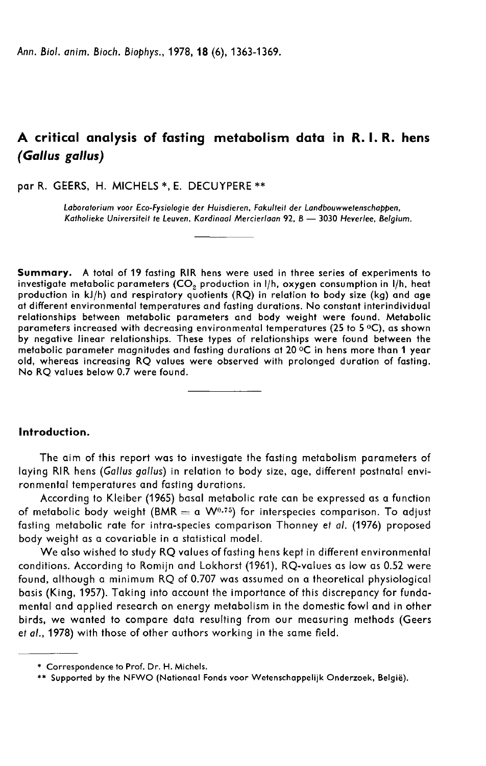# A critical analysis of fasting metabolism data in R. I. R. hens (*Gallus gallus*)

par R. GEERS, H. MICHELS *, E. DECUYPERE **

*Laboratorium voor Eco-Fysiologie der Huisdieren, Fakulteit der Landbouwwetenschappen, Katholieke Universiteit te Leuven, Kardinaal Mercierlaan 92, B — 3030 Heverlee, Belgium.*

---

**Summary.** A total of 19 fasting RIR hens were used in three series of experiments to investigate metabolic parameters ($CO_2$ production in l/h, oxygen consumption in l/h, heat production in kJ/h) and respiratory quotients (RQ) in relation to body size (kg) and age at different environmental temperatures and fasting durations. No constant interindividual relationships between metabolic parameters and body weight were found. Metabolic parameters increased with decreasing environmental temperatures (25 to 5 °C), as shown by negative linear relationships. These types of relationships were found between the metabolic parameter magnitudes and fasting durations at 20 °C in hens more than 1 year old, whereas increasing RQ values were observed with prolonged duration of fasting. No RQ values below 0.7 were found.

---

## Introduction.

The aim of this report was to investigate the fasting metabolism parameters of laying RIR hens (*Gallus gallus*) in relation to body size, age, different postnatal environmental temperatures and fasting durations.

According to Kleiber (1965) basal metabolic rate can be expressed as a function of metabolic body weight (BMR = a $W^{0.75}$) for interspecies comparison. To adjust fasting metabolic rate for intra-species comparison Thonney *et al.* (1976) proposed body weight as a covariable in a statistical model.

We also wished to study RQ values of fasting hens kept in different environmental conditions. According to Romijn and Lokhorst (1961), RQ-values as low as 0.52 were found, although a minimum RQ of 0.707 was assumed on a theoretical physiological basis (King, 1957). Taking into account the importance of this discrepancy for fundamental and applied research on energy metabolism in the domestic fowl and in other birds, we wanted to compare data resulting from our measuring methods (Geers *et al.*, 1978) with those of other authors working in the same field.

---

\* Correspondence to Prof. Dr. H. Michels.

\** Supported by the NFWO (Nationaal Fonds voor Wetenschappelijk Onderzoek, België).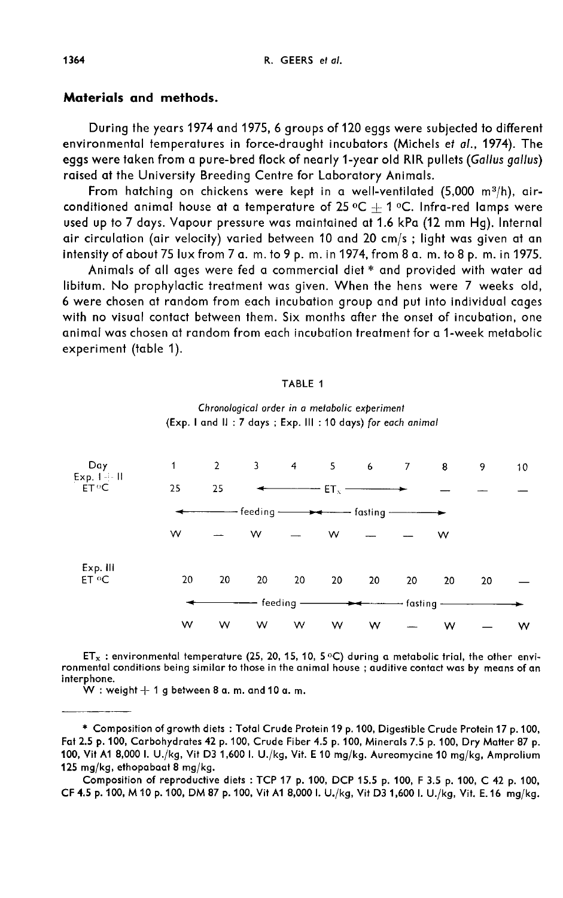## Materials and methods.

During the years 1974 and 1975, 6 groups of 120 eggs were subjected to different environmental temperatures in force-draught incubators (Michels *et al.*, 1974). The eggs were taken from a pure-bred flock of nearly 1-year old RIR pullets (*Gallus gallus*) raised at the University Breeding Centre for Laboratory Animals.

From hatching on chickens were kept in a well-ventilated (5,000 $m^3/h$), air-conditioned animal house at a temperature of 25 °C ± 1 °C. Infra-red lamps were used up to 7 days. Vapour pressure was maintained at 1.6 kPa (12 mm Hg). Internal air circulation (air velocity) varied between 10 and 20 cm/s ; light was given at an intensity of about 75 lux from 7 a. m. to 9 p. m. in 1974, from 8 a. m. to 8 p. m. in 1975.

Animals of all ages were fed a commercial diet * and provided with water ad libitum. No prophylactic treatment was given. When the hens were 7 weeks old, 6 were chosen at random from each incubation group and put into individual cages with no visual contact between them. Six months after the onset of incubation, one animal was chosen at random from each incubation treatment for a 1-week metabolic experiment (table 1).

TABLE 1

*Chronological order in a metabolic experiment*
(Exp. I and II : 7 days ; Exp. III : 10 days) *for each animal*

| | | | | | | | | | | |
|---|---|---|---|---|---|---|---|---|---|---|
| Day | 1 | 2 | 3 | 4 | 5 | 6 | 7 | 8 | 9 | 10 |
| Exp. I + II ET °C | 25 | 25 | ← | — | $ET_x$ | — | → | — | — | — |
| | ← | — | feeding | — | →← | fasting | — | → | | |
| | W | — | W | — | W | — | — | W | | |
| Exp. III ET °C | 20 | 20 | 20 | 20 | 20 | 20 | 20 | 20 | 20 | — |
| | ← | — | feeding | — | — | →← | fasting | — | — | → |
| | W | W | W | W | W | W | — | W | — | W |

$ET_x$ : environmental temperature (25, 20, 15, 10, 5 °C) during a metabolic trial, the other environmental conditions being similar to those in the animal house ; auditive contact was by means of an interphone.
W : weight ± 1 g between 8 a. m. and 10 a. m.

---

\* Composition of growth diets : Total Crude Protein 19 p. 100, Digestible Crude Protein 17 p. 100, Fat 2.5 p. 100, Carbohydrates 42 p. 100, Crude Fiber 4.5 p. 100, Minerals 7.5 p. 100, Dry Matter 87 p. 100, Vit A1 8,000 I. U./kg, Vit D3 1,600 I. U./kg, Vit. E 10 mg/kg. Aureomycine 10 mg/kg, Amprolium 125 mg/kg, ethopabaat 8 mg/kg.

Composition of reproductive diets : TCP 17 p. 100, DCP 15.5 p. 100, F 3.5 p. 100, C 42 p. 100, CF 4.5 p. 100, M 10 p. 100, DM 87 p. 100, Vit A1 8,000 I. U./kg, Vit D3 1,600 I. U./kg, Vit. E. 16 mg/kg.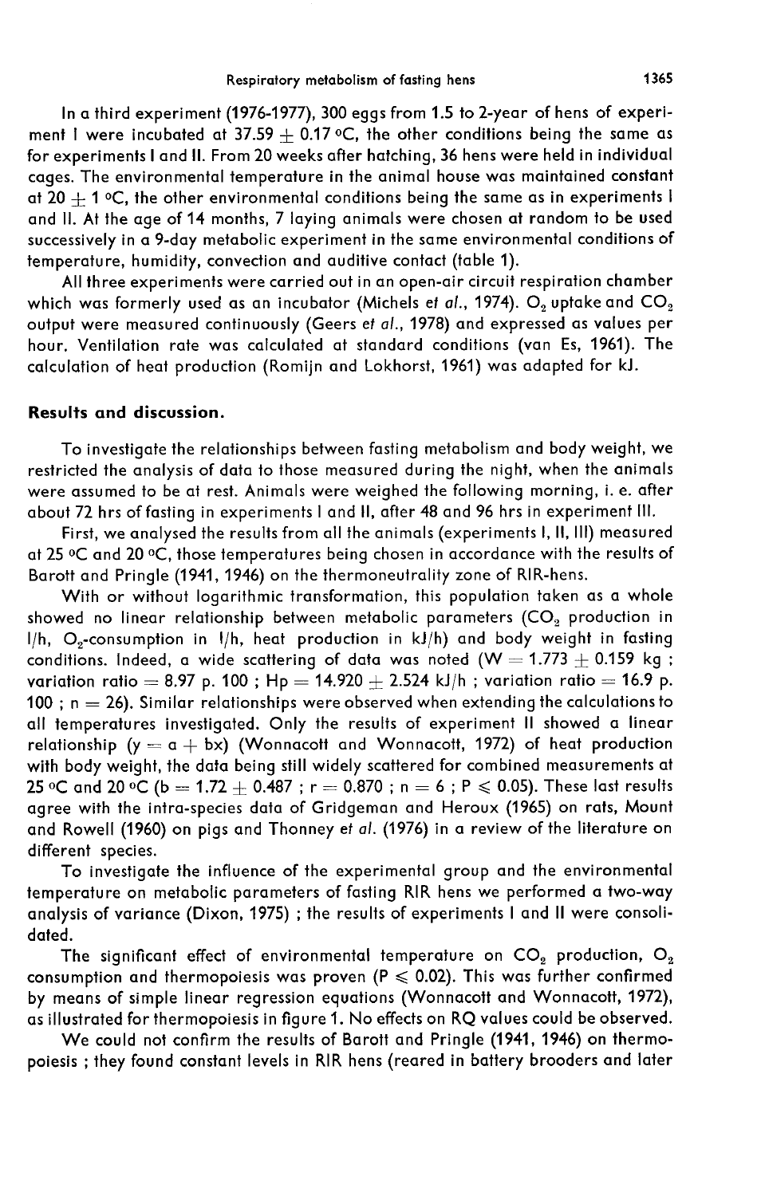In a third experiment (1976-1977), 300 eggs from 1.5 to 2-year of hens of experiment I were incubated at $37.59 \pm 0.17$ °C, the other conditions being the same as for experiments I and II. From 20 weeks after hatching, 36 hens were held in individual cages. The environmental temperature in the animal house was maintained constant at $20 \pm 1$ °C, the other environmental conditions being the same as in experiments I and II. At the age of 14 months, 7 laying animals were chosen at random to be used successively in a 9-day metabolic experiment in the same environmental conditions of temperature, humidity, convection and auditive contact (table 1).

All three experiments were carried out in an open-air circuit respiration chamber which was formerly used as an incubator (Michels *et al.*, 1974). $O_2$ uptake and $CO_2$ output were measured continuously (Geers *et al.*, 1978) and expressed as values per hour. Ventilation rate was calculated at standard conditions (van Es, 1961). The calculation of heat production (Romijn and Lokhorst, 1961) was adapted for kJ.

## Results and discussion.

To investigate the relationships between fasting metabolism and body weight, we restricted the analysis of data to those measured during the night, when the animals were assumed to be at rest. Animals were weighed the following morning, i. e. after about 72 hrs of fasting in experiments I and II, after 48 and 96 hrs in experiment III.

First, we analysed the results from all the animals (experiments I, II, III) measured at 25 °C and 20 °C, those temperatures being chosen in accordance with the results of Barott and Pringle (1941, 1946) on the thermoneutrality zone of RIR-hens.

With or without logarithmic transformation, this population taken as a whole showed no linear relationship between metabolic parameters ($CO_2$ production in l/h, $O_2$-consumption in l/h, heat production in kJ/h) and body weight in fasting conditions. Indeed, a wide scattering of data was noted ($W = 1.773 \pm 0.159$ kg ; variation ratio = 8.97 p. 100 ; $Hp = 14.920 \pm 2.524$ kJ/h ; variation ratio = 16.9 p. 100 ; $n = 26$). Similar relationships were observed when extending the calculations to all temperatures investigated. Only the results of experiment II showed a linear relationship ($y = a + bx$) (Wonnacott and Wonnacott, 1972) of heat production with body weight, the data being still widely scattered for combined measurements at 25 °C and 20 °C ($b = 1.72 \pm 0.487$ ; $r = 0.870$ ; $n = 6$ ; $P \leqslant 0.05$). These last results agree with the intra-species data of Gridgeman and Heroux (1965) on rats, Mount and Rowell (1960) on pigs and Thonney *et al.* (1976) in a review of the literature on different species.

To investigate the influence of the experimental group and the environmental temperature on metabolic parameters of fasting RIR hens we performed a two-way analysis of variance (Dixon, 1975) ; the results of experiments I and II were consolidated.

The significant effect of environmental temperature on $CO_2$ production, $O_2$ consumption and thermopoiesis was proven ($P \leqslant 0.02$). This was further confirmed by means of simple linear regression equations (Wonnacott and Wonnacott, 1972), as illustrated for thermopoiesis in figure 1. No effects on RQ values could be observed.

We could not confirm the results of Barott and Pringle (1941, 1946) on thermopoiesis ; they found constant levels in RIR hens (reared in battery brooders and later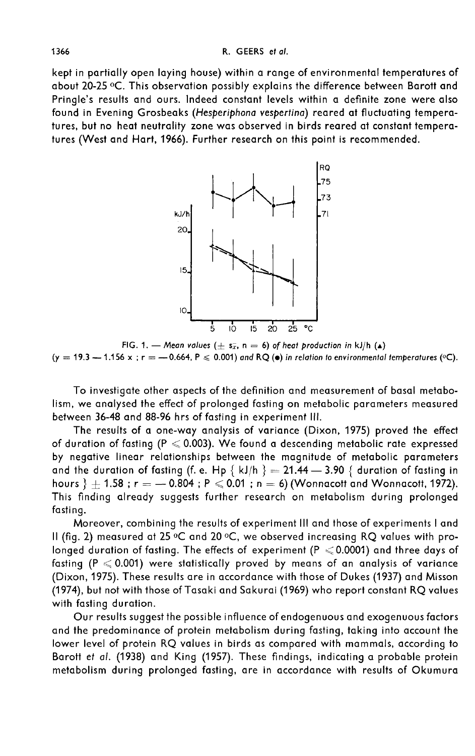kept in partially open laying house) within a range of environmental temperatures of about 20-25 °C. This observation possibly explains the difference between Barott and Pringle's results and ours. Indeed constant levels within a definite zone were also found in Evening Grosbeaks (*Hesperiphona vespertina*) reared at fluctuating temperatures, but no heat neutrality zone was observed in birds reared at constant temperatures (West and Hart, 1966). Further research on this point is recommended.

RQ
.75
.73
.71
kJ/h
20
15
10
5 10 15 20 25 °C

FIG. 1. — *Mean values* ($\pm\ s_{\bar{x}}$, n = 6) *of heat production in* kJ/h (▲) ($y = 19.3 - 1.156\ x$ ; $r = -0.664$, $P \leqslant 0.001$) *and* RQ (●) *in relation to environmental temperatures* (°C).

To investigate other aspects of the definition and measurement of basal metabolism, we analysed the effect of prolonged fasting on metabolic parameters measured between 36-48 and 88-96 hrs of fasting in experiment III.

The results of a one-way analysis of variance (Dixon, 1975) proved the effect of duration of fasting ($P \leqslant 0.003$). We found a descending metabolic rate expressed by negative linear relationships between the magnitude of metabolic parameters and the duration of fasting (f. e. Hp { kJ/h } = 21.44 — 3.90 { duration of fasting in hours } $\pm$ 1.58 ; $r = -0.804$ ; $P \leqslant 0.01$ ; $n = 6$) (Wonnacott and Wonnacott, 1972). This finding already suggests further research on metabolism during prolonged fasting.

Moreover, combining the results of experiment III and those of experiments I and II (fig. 2) measured at 25 °C and 20 °C, we observed increasing RQ values with prolonged duration of fasting. The effects of experiment ($P \leqslant 0.0001$) and three days of fasting ($P \leqslant 0.001$) were statistically proved by means of an analysis of variance (Dixon, 1975). These results are in accordance with those of Dukes (1937) and Misson (1974), but not with those of Tasaki and Sakurai (1969) who report constant RQ values with fasting duration.

Our results suggest the possible influence of endogenuous and exogenuous factors and the predominance of protein metabolism during fasting, taking into account the lower level of protein RQ values in birds as compared with mammals, according to Barott *et al.* (1938) and King (1957). These findings, indicating a probable protein metabolism during prolonged fasting, are in accordance with results of Okumura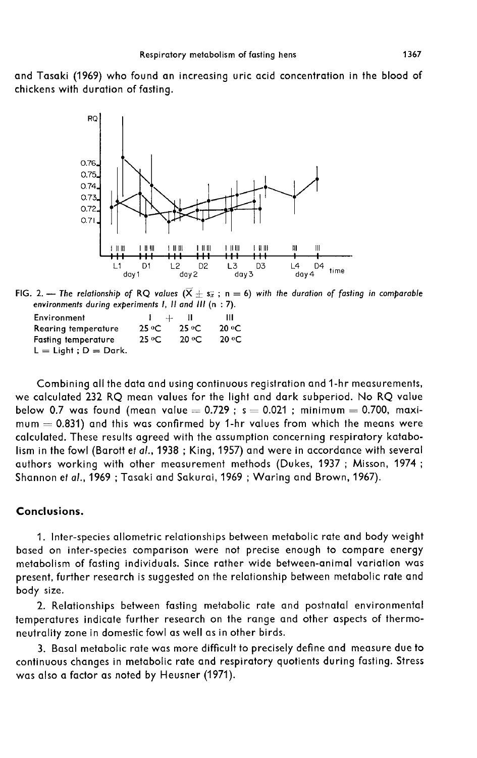and Tasaki (1969) who found an increasing uric acid concentration in the blood of chickens with duration of fasting.

RQ

0.76
0.75
0.74
0.73
0.72
0.71

I II III I II III I II III I II III I II III I II III III III

L1 D1 L2 D2 L3 D3 L4 D4
day 1 day 2 day 3 day 4 time

FIG. 2. — *The relationship of RQ values* ($\bar{X} \pm s_{\bar{x}}$ ; n = 6) *with the duration of fasting in comparable environments during experiments I, II and III* (n : 7).

| Environment | I + | II | III |
|---|---|---|---|
| Rearing temperature | 25 °C | 25 °C | 20 °C |
| Fasting temperature | 25 °C | 20 °C | 20 °C |

L = Light ; D = Dark.

Combining all the data and using continuous registration and 1-hr measurements, we calculated 232 RQ mean values for the light and dark subperiod. No RQ value below 0.7 was found (mean value = 0.729 ; s = 0.021 ; minimum = 0.700, maximum = 0.831) and this was confirmed by 1-hr values from which the means were calculated. These results agreed with the assumption concerning respiratory katabolism in the fowl (Barott *et al.*, 1938 ; King, 1957) and were in accordance with several authors working with other measurement methods (Dukes, 1937 ; Misson, 1974 ; Shannon *et al.*, 1969 ; Tasaki and Sakurai, 1969 ; Waring and Brown, 1967).

## Conclusions.

1. Inter-species allometric relationships between metabolic rate and body weight based on inter-species comparison were not precise enough to compare energy metabolism of fasting individuals. Since rather wide between-animal variation was present, further research is suggested on the relationship between metabolic rate and body size.

2. Relationships between fasting metabolic rate and postnatal environmental temperatures indicate further research on the range and other aspects of thermoneutrality zone in domestic fowl as well as in other birds.

3. Basal metabolic rate was more difficult to precisely define and measure due to continuous changes in metabolic rate and respiratory quotients during fasting. Stress was also a factor as noted by Heusner (1971).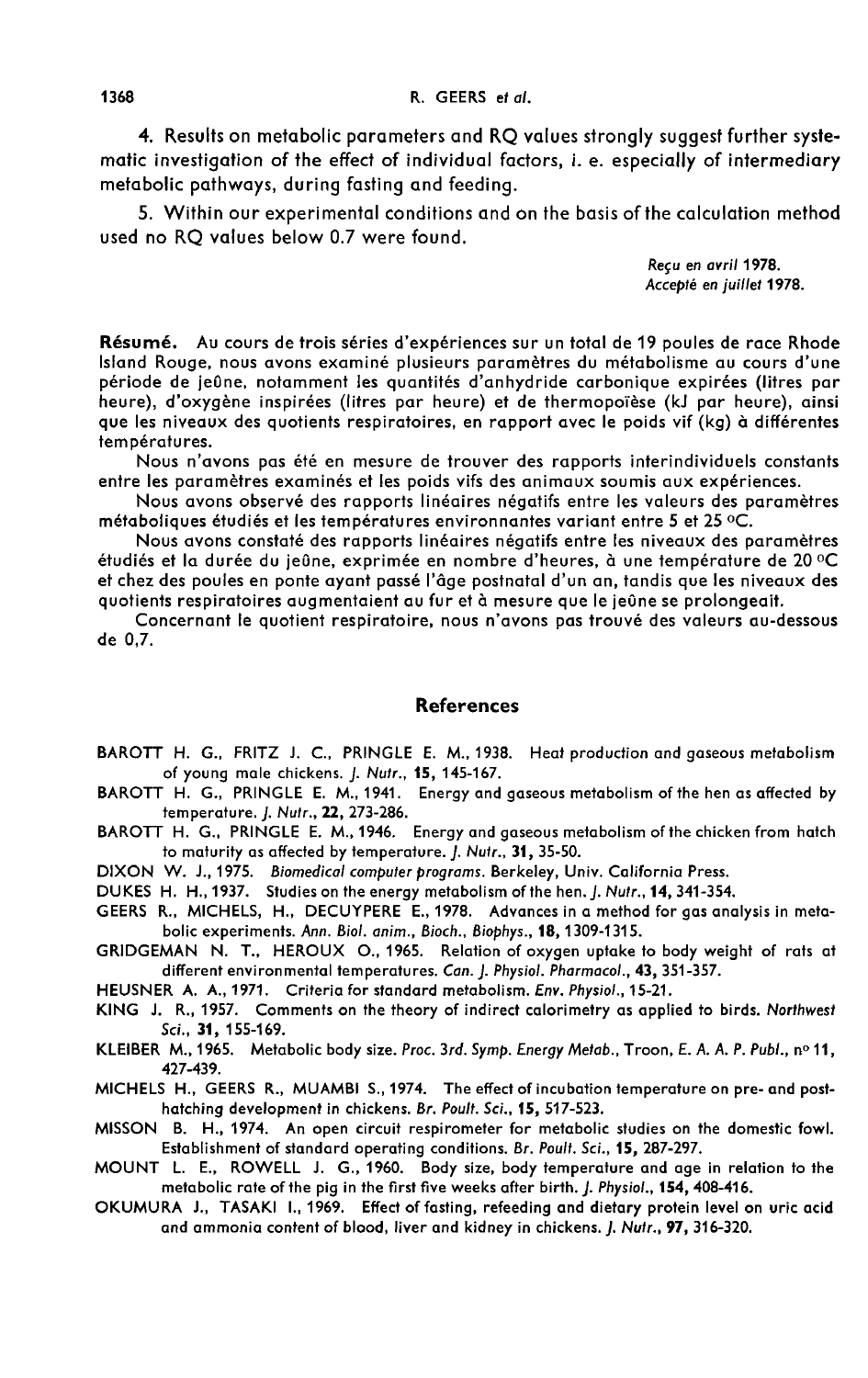4. Results on metabolic parameters and RQ values strongly suggest further systematic investigation of the effect of individual factors, *i. e.* especially of intermediary metabolic pathways, during fasting and feeding.

5. Within our experimental conditions and on the basis of the calculation method used no RQ values below 0.7 were found.

*Reçu en avril 1978.*
*Accepté en juillet 1978.*

**Résumé.** Au cours de trois séries d'expériences sur un total de 19 poules de race Rhode Island Rouge, nous avons examiné plusieurs paramètres du métabolisme au cours d'une période de jeûne, notamment les quantités d'anhydride carbonique expirées (litres par heure), d'oxygène inspirées (litres par heure) et de thermopoïèse (kJ par heure), ainsi que les niveaux des quotients respiratoires, en rapport avec le poids vif (kg) à différentes températures.

Nous n'avons pas été en mesure de trouver des rapports interindividuels constants entre les paramètres examinés et les poids vifs des animaux soumis aux expériences.

Nous avons observé des rapports linéaires négatifs entre les valeurs des paramètres métaboliques étudiés et les températures environnantes variant entre 5 et 25 °C.

Nous avons constaté des rapports linéaires négatifs entre les niveaux des paramètres étudiés et la durée du jeûne, exprimée en nombre d'heures, à une température de 20 °C et chez des poules en ponte ayant passé l'âge postnatal d'un an, tandis que les niveaux des quotients respiratoires augmentaient au fur et à mesure que le jeûne se prolongeait.

Concernant le quotient respiratoire, nous n'avons pas trouvé des valeurs au-dessous de 0,7.

## References

BAROTT H. G., FRITZ J. C., PRINGLE E. M., 1938. Heat production and gaseous metabolism of young male chickens. *J. Nutr.*, **15**, 145-167.

BAROTT H. G., PRINGLE E. M., 1941. Energy and gaseous metabolism of the hen as affected by temperature. *J. Nutr.*, **22**, 273-286.

BAROTT H. G., PRINGLE E. M., 1946. Energy and gaseous metabolism of the chicken from hatch to maturity as affected by temperature. *J. Nutr.*, **31**, 35-50.

DIXON W. J., 1975. *Biomedical computer programs*. Berkeley, Univ. California Press.

DUKES H. H., 1937. Studies on the energy metabolism of the hen. *J. Nutr.*, **14**, 341-354.

GEERS R., MICHELS, H., DECUYPERE E., 1978. Advances in a method for gas analysis in metabolic experiments. *Ann. Biol. anim., Bioch., Biophys.*, **18**, 1309-1315.

GRIDGEMAN N. T., HEROUX O., 1965. Relation of oxygen uptake to body weight of rats at different environmental temperatures. *Can. J. Physiol. Pharmacol.*, **43**, 351-357.

HEUSNER A. A., 1971. Criteria for standard metabolism. *Env. Physiol.*, 15-21.

KING J. R., 1957. Comments on the theory of indirect calorimetry as applied to birds. *Northwest Sci.*, **31**, 155-169.

KLEIBER M., 1965. Metabolic body size. *Proc. 3rd. Symp. Energy Metab.*, Troon, E. A. A. P. Publ., n° **11**, 427-439.

MICHELS H., GEERS R., MUAMBI S., 1974. The effect of incubation temperature on pre- and post-hatching development in chickens. *Br. Poult. Sci.*, **15**, 517-523.

MISSON B. H., 1974. An open circuit respirometer for metabolic studies on the domestic fowl. Establishment of standard operating conditions. *Br. Poult. Sci.*, **15**, 287-297.

MOUNT L. E., ROWELL J. G., 1960. Body size, body temperature and age in relation to the metabolic rate of the pig in the first five weeks after birth. *J. Physiol.*, **154**, 408-416.

OKUMURA J., TASAKI I., 1969. Effect of fasting, refeeding and dietary protein level on uric acid and ammonia content of blood, liver and kidney in chickens. *J. Nutr.*, **97**, 316-320.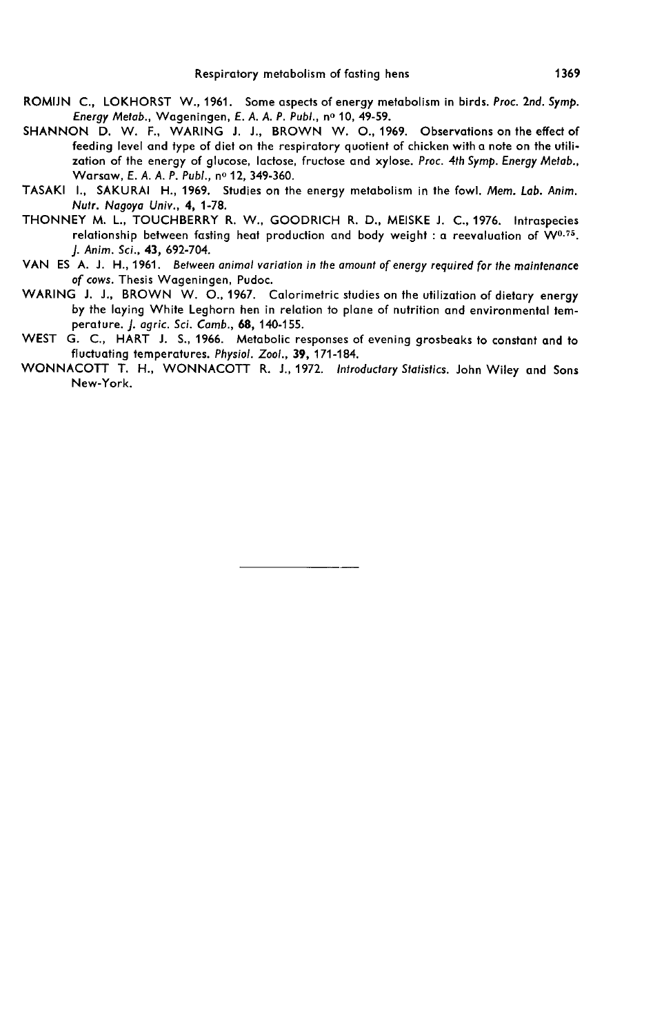ROMIJN C., LOKHORST W., 1961. Some aspects of energy metabolism in birds. *Proc. 2nd. Symp. Energy Metab.*, Wageningen, *E. A. A. P. Publ.*, n° 10, 49-59.

SHANNON D. W. F., WARING J. J., BROWN W. O., 1969. Observations on the effect of feeding level and type of diet on the respiratory quotient of chicken with a note on the utilization of the energy of glucose, lactose, fructose and xylose. *Proc. 4th Symp. Energy Metab.*, Warsaw, *E. A. A. P. Publ.*, n° 12, 349-360.

TASAKI I., SAKURAI H., 1969. Studies on the energy metabolism in the fowl. *Mem. Lab. Anim. Nutr. Nagoya Univ.*, **4**, 1-78.

THONNEY M. L., TOUCHBERRY R. W., GOODRICH R. D., MEISKE J. C., 1976. Intraspecies relationship between fasting heat production and body weight : a reevaluation of $W^{0.75}$. *J. Anim. Sci.*, **43**, 692-704.

VAN ES A. J. H., 1961. *Between animal variation in the amount of energy required for the maintenance of cows.* Thesis Wageningen, Pudoc.

WARING J. J., BROWN W. O., 1967. Calorimetric studies on the utilization of dietary energy by the laying White Leghorn hen in relation to plane of nutrition and environmental temperature. *J. agric. Sci. Camb.*, **68**, 140-155.

WEST G. C., HART J. S., 1966. Metabolic responses of evening grosbeaks to constant and to fluctuating temperatures. *Physiol. Zool.*, **39**, 171-184.

WONNACOTT T. H., WONNACOTT R. J., 1972. *Introductory Statistics.* John Wiley and Sons New-York.